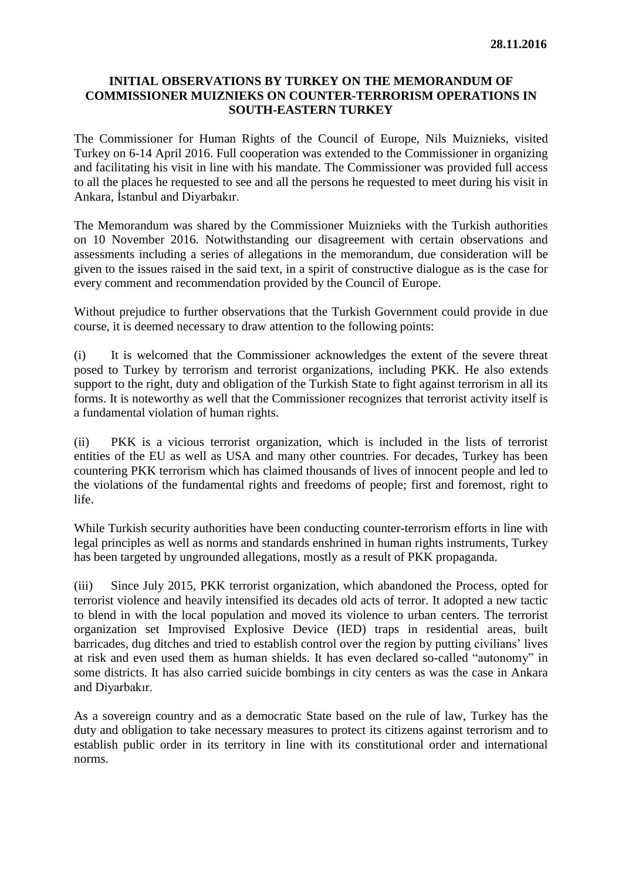**28.11.2016**

## INITIAL OBSERVATIONS BY TURKEY ON THE MEMORANDUM OF COMMISSIONER MUIZNIEKS ON COUNTER-TERRORISM OPERATIONS IN SOUTH-EASTERN TURKEY

The Commissioner for Human Rights of the Council of Europe, Nils Muiznieks, visited Turkey on 6-14 April 2016. Full cooperation was extended to the Commissioner in organizing and facilitating his visit in line with his mandate. The Commissioner was provided full access to all the places he requested to see and all the persons he requested to meet during his visit in Ankara, İstanbul and Diyarbakır.

The Memorandum was shared by the Commissioner Muiznieks with the Turkish authorities on 10 November 2016. Notwithstanding our disagreement with certain observations and assessments including a series of allegations in the memorandum, due consideration will be given to the issues raised in the said text, in a spirit of constructive dialogue as is the case for every comment and recommendation provided by the Council of Europe.

Without prejudice to further observations that the Turkish Government could provide in due course, it is deemed necessary to draw attention to the following points:

(i) It is welcomed that the Commissioner acknowledges the extent of the severe threat posed to Turkey by terrorism and terrorist organizations, including PKK. He also extends support to the right, duty and obligation of the Turkish State to fight against terrorism in all its forms. It is noteworthy as well that the Commissioner recognizes that terrorist activity itself is a fundamental violation of human rights.

(ii) PKK is a vicious terrorist organization, which is included in the lists of terrorist entities of the EU as well as USA and many other countries. For decades, Turkey has been countering PKK terrorism which has claimed thousands of lives of innocent people and led to the violations of the fundamental rights and freedoms of people; first and foremost, right to life.

While Turkish security authorities have been conducting counter-terrorism efforts in line with legal principles as well as norms and standards enshrined in human rights instruments, Turkey has been targeted by ungrounded allegations, mostly as a result of PKK propaganda.

(iii) Since July 2015, PKK terrorist organization, which abandoned the Process, opted for terrorist violence and heavily intensified its decades old acts of terror. It adopted a new tactic to blend in with the local population and moved its violence to urban centers. The terrorist organization set Improvised Explosive Device (IED) traps in residential areas, built barricades, dug ditches and tried to establish control over the region by putting civilians' lives at risk and even used them as human shields. It has even declared so-called "autonomy" in some districts. It has also carried suicide bombings in city centers as was the case in Ankara and Diyarbakır.

As a sovereign country and as a democratic State based on the rule of law, Turkey has the duty and obligation to take necessary measures to protect its citizens against terrorism and to establish public order in its territory in line with its constitutional order and international norms.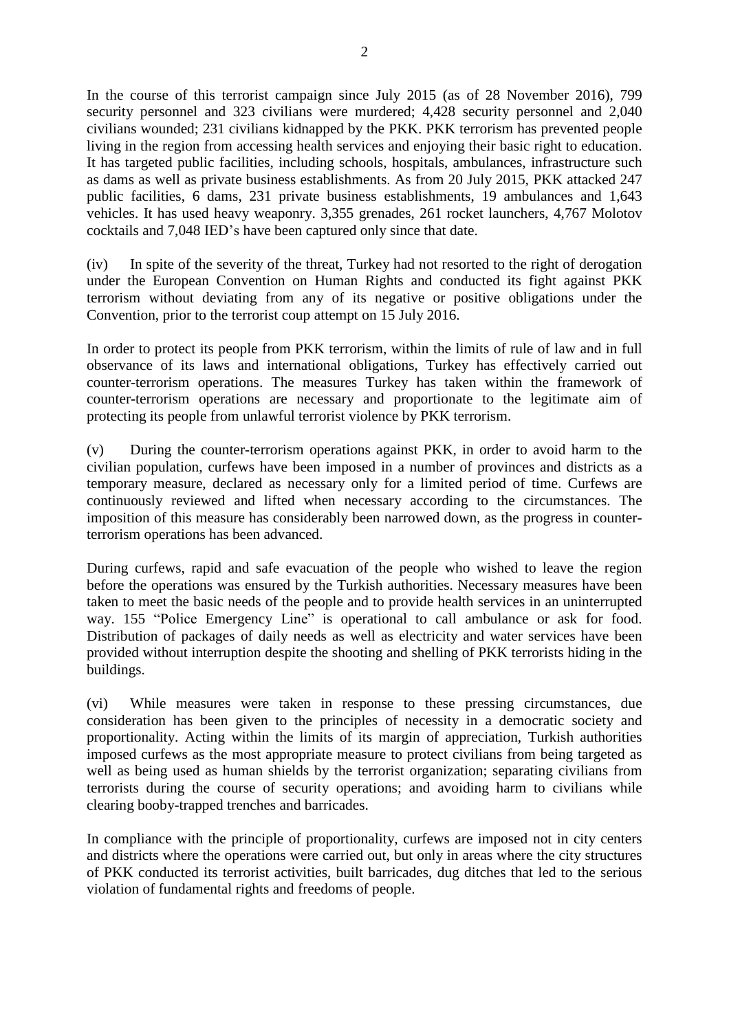In the course of this terrorist campaign since July 2015 (as of 28 November 2016), 799 security personnel and 323 civilians were murdered; 4,428 security personnel and 2,040 civilians wounded; 231 civilians kidnapped by the PKK. PKK terrorism has prevented people living in the region from accessing health services and enjoying their basic right to education. It has targeted public facilities, including schools, hospitals, ambulances, infrastructure such as dams as well as private business establishments. As from 20 July 2015, PKK attacked 247 public facilities, 6 dams, 231 private business establishments, 19 ambulances and 1,643 vehicles. It has used heavy weaponry. 3,355 grenades, 261 rocket launchers, 4,767 Molotov cocktails and 7,048 IED's have been captured only since that date.

(iv) In spite of the severity of the threat, Turkey had not resorted to the right of derogation under the European Convention on Human Rights and conducted its fight against PKK terrorism without deviating from any of its negative or positive obligations under the Convention, prior to the terrorist coup attempt on 15 July 2016.

In order to protect its people from PKK terrorism, within the limits of rule of law and in full observance of its laws and international obligations, Turkey has effectively carried out counter-terrorism operations. The measures Turkey has taken within the framework of counter-terrorism operations are necessary and proportionate to the legitimate aim of protecting its people from unlawful terrorist violence by PKK terrorism.

(v) During the counter-terrorism operations against PKK, in order to avoid harm to the civilian population, curfews have been imposed in a number of provinces and districts as a temporary measure, declared as necessary only for a limited period of time. Curfews are continuously reviewed and lifted when necessary according to the circumstances. The imposition of this measure has considerably been narrowed down, as the progress in counter-terrorism operations has been advanced.

During curfews, rapid and safe evacuation of the people who wished to leave the region before the operations was ensured by the Turkish authorities. Necessary measures have been taken to meet the basic needs of the people and to provide health services in an uninterrupted way. 155 "Police Emergency Line" is operational to call ambulance or ask for food. Distribution of packages of daily needs as well as electricity and water services have been provided without interruption despite the shooting and shelling of PKK terrorists hiding in the buildings.

(vi) While measures were taken in response to these pressing circumstances, due consideration has been given to the principles of necessity in a democratic society and proportionality. Acting within the limits of its margin of appreciation, Turkish authorities imposed curfews as the most appropriate measure to protect civilians from being targeted as well as being used as human shields by the terrorist organization; separating civilians from terrorists during the course of security operations; and avoiding harm to civilians while clearing booby-trapped trenches and barricades.

In compliance with the principle of proportionality, curfews are imposed not in city centers and districts where the operations were carried out, but only in areas where the city structures of PKK conducted its terrorist activities, built barricades, dug ditches that led to the serious violation of fundamental rights and freedoms of people.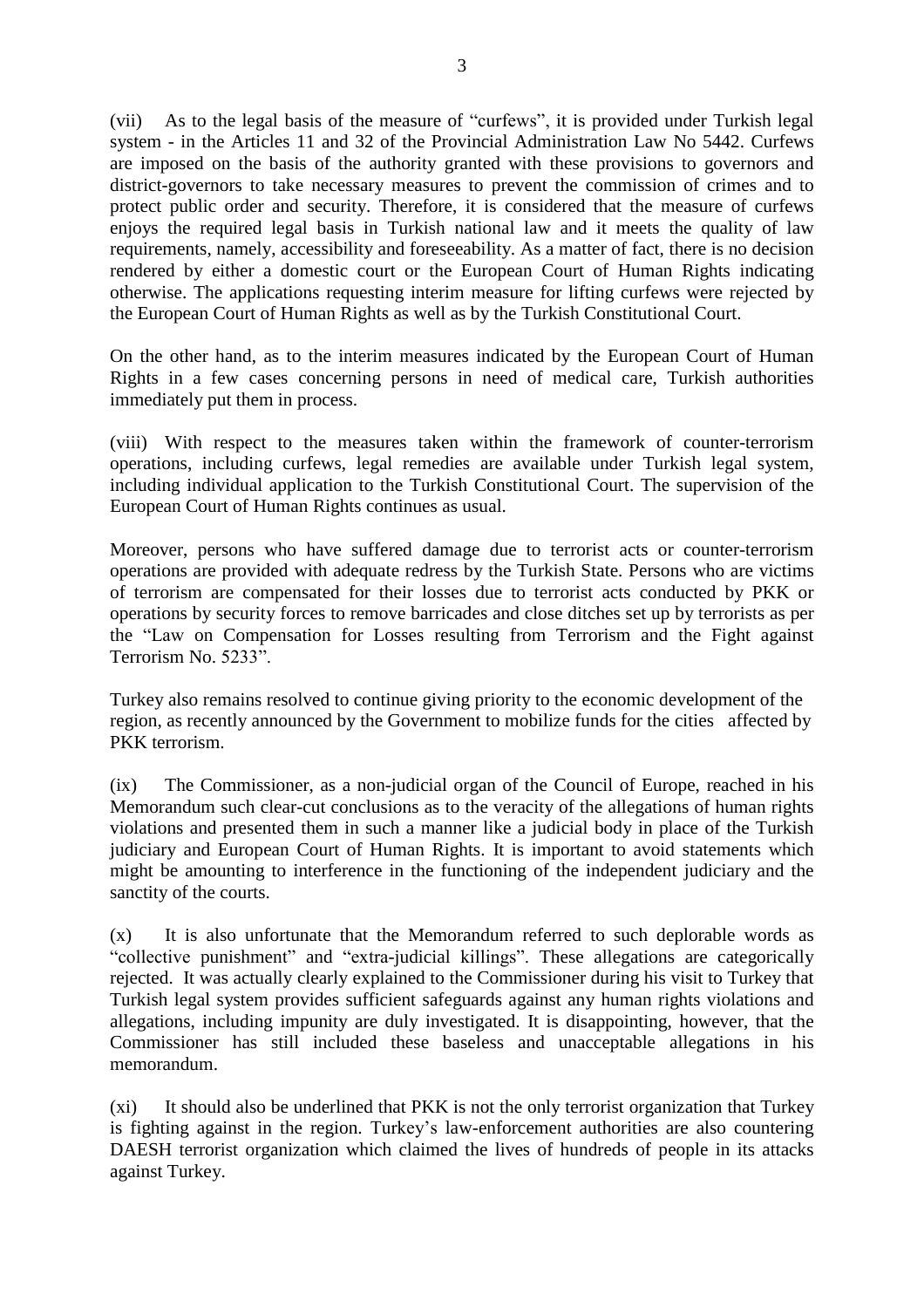(vii) As to the legal basis of the measure of "curfews", it is provided under Turkish legal system - in the Articles 11 and 32 of the Provincial Administration Law No 5442. Curfews are imposed on the basis of the authority granted with these provisions to governors and district-governors to take necessary measures to prevent the commission of crimes and to protect public order and security. Therefore, it is considered that the measure of curfews enjoys the required legal basis in Turkish national law and it meets the quality of law requirements, namely, accessibility and foreseeability. As a matter of fact, there is no decision rendered by either a domestic court or the European Court of Human Rights indicating otherwise. The applications requesting interim measure for lifting curfews were rejected by the European Court of Human Rights as well as by the Turkish Constitutional Court.

On the other hand, as to the interim measures indicated by the European Court of Human Rights in a few cases concerning persons in need of medical care, Turkish authorities immediately put them in process.

(viii) With respect to the measures taken within the framework of counter-terrorism operations, including curfews, legal remedies are available under Turkish legal system, including individual application to the Turkish Constitutional Court. The supervision of the European Court of Human Rights continues as usual.

Moreover, persons who have suffered damage due to terrorist acts or counter-terrorism operations are provided with adequate redress by the Turkish State. Persons who are victims of terrorism are compensated for their losses due to terrorist acts conducted by PKK or operations by security forces to remove barricades and close ditches set up by terrorists as per the "Law on Compensation for Losses resulting from Terrorism and the Fight against Terrorism No. 5233".

Turkey also remains resolved to continue giving priority to the economic development of the region, as recently announced by the Government to mobilize funds for the cities affected by PKK terrorism.

(ix) The Commissioner, as a non-judicial organ of the Council of Europe, reached in his Memorandum such clear-cut conclusions as to the veracity of the allegations of human rights violations and presented them in such a manner like a judicial body in place of the Turkish judiciary and European Court of Human Rights. It is important to avoid statements which might be amounting to interference in the functioning of the independent judiciary and the sanctity of the courts.

(x) It is also unfortunate that the Memorandum referred to such deplorable words as "collective punishment" and "extra-judicial killings". These allegations are categorically rejected. It was actually clearly explained to the Commissioner during his visit to Turkey that Turkish legal system provides sufficient safeguards against any human rights violations and allegations, including impunity are duly investigated. It is disappointing, however, that the Commissioner has still included these baseless and unacceptable allegations in his memorandum.

(xi) It should also be underlined that PKK is not the only terrorist organization that Turkey is fighting against in the region. Turkey's law-enforcement authorities are also countering DAESH terrorist organization which claimed the lives of hundreds of people in its attacks against Turkey.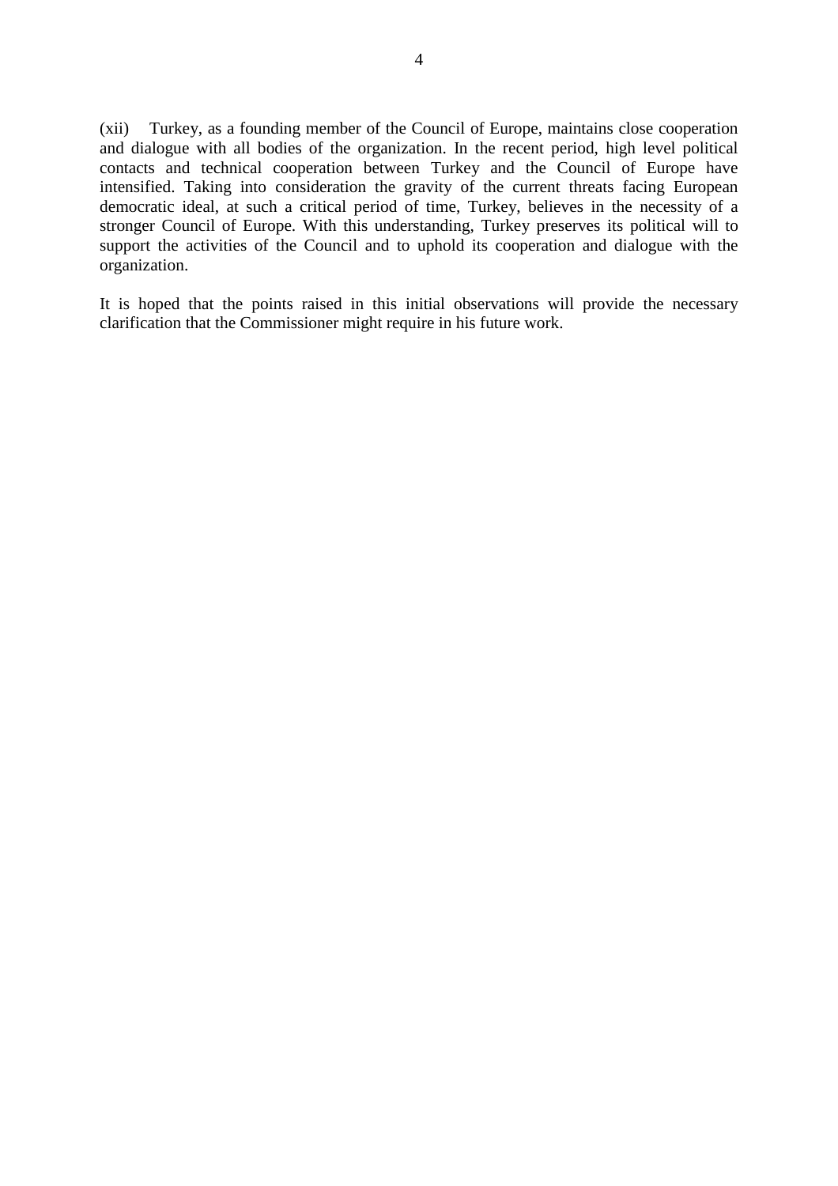(xii) Turkey, as a founding member of the Council of Europe, maintains close cooperation and dialogue with all bodies of the organization. In the recent period, high level political contacts and technical cooperation between Turkey and the Council of Europe have intensified. Taking into consideration the gravity of the current threats facing European democratic ideal, at such a critical period of time, Turkey, believes in the necessity of a stronger Council of Europe. With this understanding, Turkey preserves its political will to support the activities of the Council and to uphold its cooperation and dialogue with the organization.

It is hoped that the points raised in this initial observations will provide the necessary clarification that the Commissioner might require in his future work.